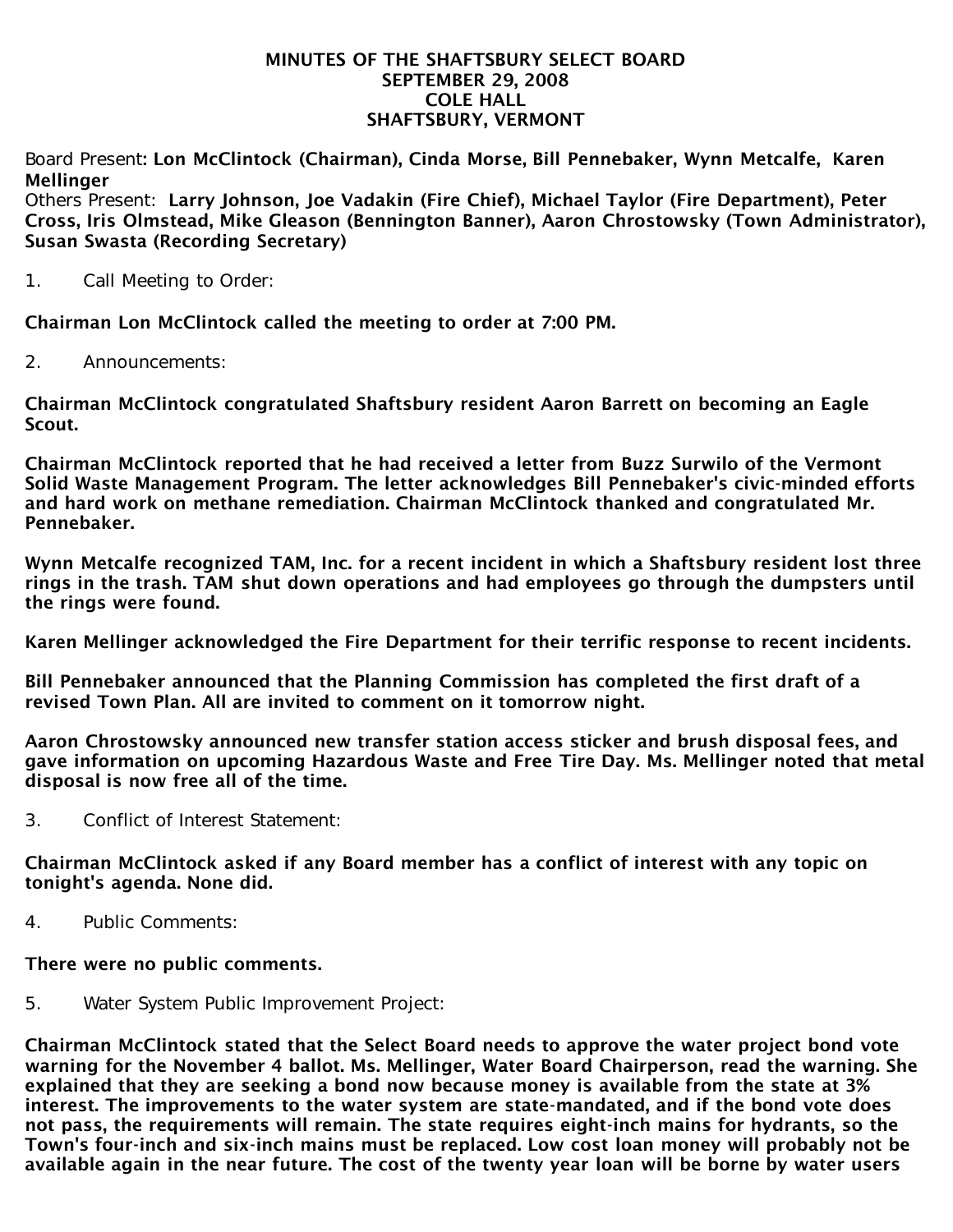# MINUTES OF THE SHAFTSBURY SELECT BOARD
## SEPTEMBER 29, 2008
## COLE HALL
## SHAFTSBURY, VERMONT

Board Present: **Lon McClintock (Chairman), Cinda Morse, Bill Pennebaker, Wynn Metcalfe, Karen Mellinger**
Others Present: **Larry Johnson, Joe Vadakin (Fire Chief), Michael Taylor (Fire Department), Peter Cross, Iris Olmstead, Mike Gleason (Bennington Banner), Aaron Chrostowsky (Town Administrator), Susan Swasta (Recording Secretary)**

1. Call Meeting to Order:

**Chairman Lon McClintock called the meeting to order at 7:00 PM.**

2. Announcements:

**Chairman McClintock congratulated Shaftsbury resident Aaron Barrett on becoming an Eagle Scout.**

**Chairman McClintock reported that he had received a letter from Buzz Surwilo of the Vermont Solid Waste Management Program. The letter acknowledges Bill Pennebaker's civic-minded efforts and hard work on methane remediation. Chairman McClintock thanked and congratulated Mr. Pennebaker.**

**Wynn Metcalfe recognized TAM, Inc. for a recent incident in which a Shaftsbury resident lost three rings in the trash. TAM shut down operations and had employees go through the dumpsters until the rings were found.**

**Karen Mellinger acknowledged the Fire Department for their terrific response to recent incidents.**

**Bill Pennebaker announced that the Planning Commission has completed the first draft of a revised Town Plan. All are invited to comment on it tomorrow night.**

**Aaron Chrostowsky announced new transfer station access sticker and brush disposal fees, and gave information on upcoming Hazardous Waste and Free Tire Day. Ms. Mellinger noted that metal disposal is now free all of the time.**

3. Conflict of Interest Statement:

**Chairman McClintock asked if any Board member has a conflict of interest with any topic on tonight's agenda. None did.**

4. Public Comments:

**There were no public comments.**

5. Water System Public Improvement Project:

**Chairman McClintock stated that the Select Board needs to approve the water project bond vote warning for the November 4 ballot. Ms. Mellinger, Water Board Chairperson, read the warning. She explained that they are seeking a bond now because money is available from the state at 3% interest. The improvements to the water system are state-mandated, and if the bond vote does not pass, the requirements will remain. The state requires eight-inch mains for hydrants, so the Town's four-inch and six-inch mains must be replaced. Low cost loan money will probably not be available again in the near future. The cost of the twenty year loan will be borne by water users**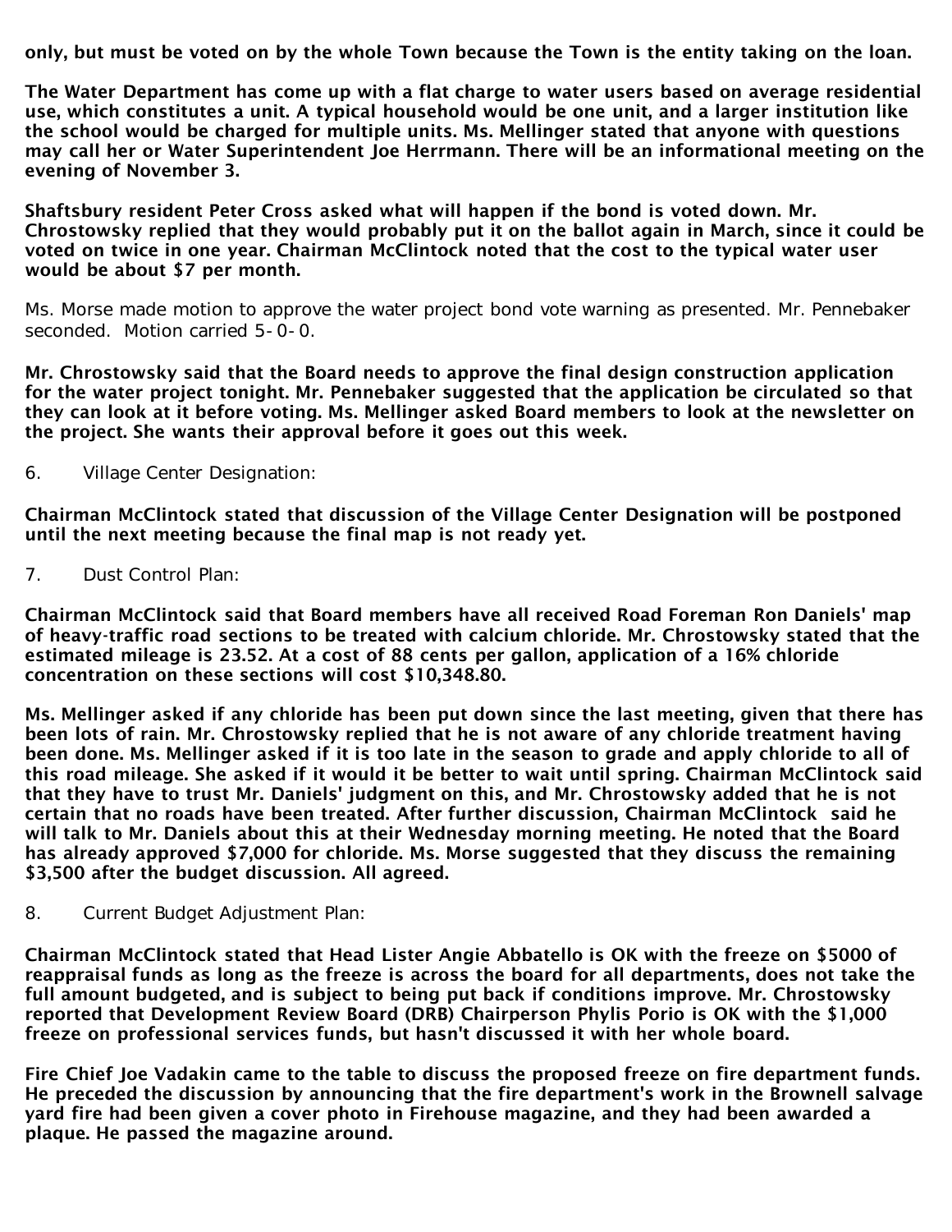**only, but must be voted on by the whole Town because the Town is the entity taking on the loan.**

**The Water Department has come up with a flat charge to water users based on average residential use, which constitutes a unit. A typical household would be one unit, and a larger institution like the school would be charged for multiple units. Ms. Mellinger stated that anyone with questions may call her or Water Superintendent Joe Herrmann. There will be an informational meeting on the evening of November 3.**

**Shaftsbury resident Peter Cross asked what will happen if the bond is voted down. Mr. Chrostowsky replied that they would probably put it on the ballot again in March, since it could be voted on twice in one year. Chairman McClintock noted that the cost to the typical water user would be about $7 per month.**

Ms. Morse made motion to approve the water project bond vote warning as presented. Mr. Pennebaker seconded. Motion carried 5-0-0.

**Mr. Chrostowsky said that the Board needs to approve the final design construction application for the water project tonight. Mr. Pennebaker suggested that the application be circulated so that they can look at it before voting. Ms. Mellinger asked Board members to look at the newsletter on the project. She wants their approval before it goes out this week.**

6. Village Center Designation:

**Chairman McClintock stated that discussion of the Village Center Designation will be postponed until the next meeting because the final map is not ready yet.**

7. Dust Control Plan:

**Chairman McClintock said that Board members have all received Road Foreman Ron Daniels' map of heavy-traffic road sections to be treated with calcium chloride. Mr. Chrostowsky stated that the estimated mileage is 23.52. At a cost of 88 cents per gallon, application of a 16% chloride concentration on these sections will cost $10,348.80.**

**Ms. Mellinger asked if any chloride has been put down since the last meeting, given that there has been lots of rain. Mr. Chrostowsky replied that he is not aware of any chloride treatment having been done. Ms. Mellinger asked if it is too late in the season to grade and apply chloride to all of this road mileage. She asked if it would it be better to wait until spring. Chairman McClintock said that they have to trust Mr. Daniels' judgment on this, and Mr. Chrostowsky added that he is not certain that no roads have been treated. After further discussion, Chairman McClintock said he will talk to Mr. Daniels about this at their Wednesday morning meeting. He noted that the Board has already approved $7,000 for chloride. Ms. Morse suggested that they discuss the remaining $3,500 after the budget discussion. All agreed.**

8. Current Budget Adjustment Plan:

**Chairman McClintock stated that Head Lister Angie Abbatello is OK with the freeze on $5000 of reappraisal funds as long as the freeze is across the board for all departments, does not take the full amount budgeted, and is subject to being put back if conditions improve. Mr. Chrostowsky reported that Development Review Board (DRB) Chairperson Phylis Porio is OK with the $1,000 freeze on professional services funds, but hasn't discussed it with her whole board.**

**Fire Chief Joe Vadakin came to the table to discuss the proposed freeze on fire department funds. He preceded the discussion by announcing that the fire department's work in the Brownell salvage yard fire had been given a cover photo in Firehouse magazine, and they had been awarded a plaque. He passed the magazine around.**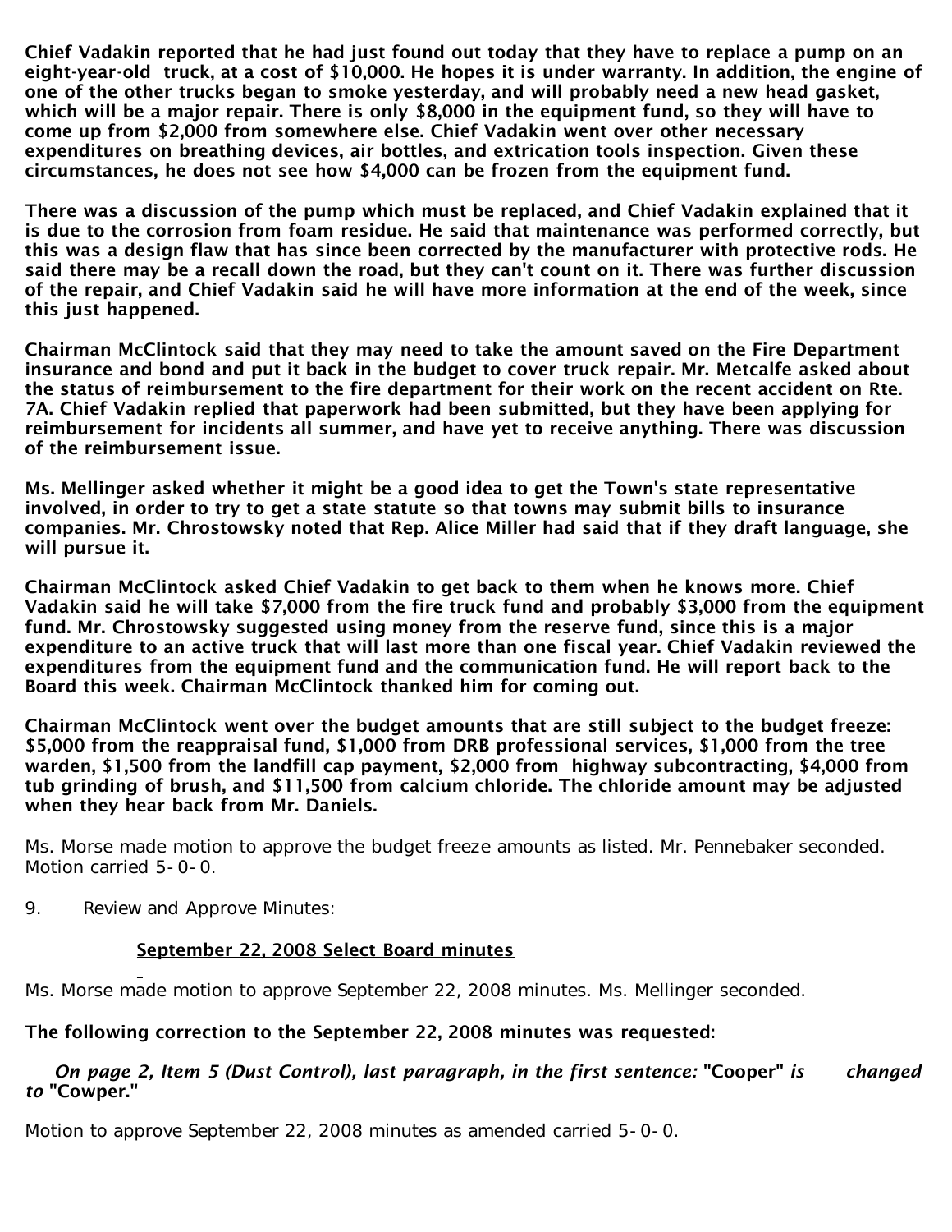**Chief Vadakin reported that he had just found out today that they have to replace a pump on an eight-year-old truck, at a cost of $10,000. He hopes it is under warranty. In addition, the engine of one of the other trucks began to smoke yesterday, and will probably need a new head gasket, which will be a major repair. There is only $8,000 in the equipment fund, so they will have to come up from $2,000 from somewhere else. Chief Vadakin went over other necessary expenditures on breathing devices, air bottles, and extrication tools inspection. Given these circumstances, he does not see how $4,000 can be frozen from the equipment fund.**

**There was a discussion of the pump which must be replaced, and Chief Vadakin explained that it is due to the corrosion from foam residue. He said that maintenance was performed correctly, but this was a design flaw that has since been corrected by the manufacturer with protective rods. He said there may be a recall down the road, but they can't count on it. There was further discussion of the repair, and Chief Vadakin said he will have more information at the end of the week, since this just happened.**

**Chairman McClintock said that they may need to take the amount saved on the Fire Department insurance and bond and put it back in the budget to cover truck repair. Mr. Metcalfe asked about the status of reimbursement to the fire department for their work on the recent accident on Rte. 7A. Chief Vadakin replied that paperwork had been submitted, but they have been applying for reimbursement for incidents all summer, and have yet to receive anything. There was discussion of the reimbursement issue.**

**Ms. Mellinger asked whether it might be a good idea to get the Town's state representative involved, in order to try to get a state statute so that towns may submit bills to insurance companies. Mr. Chrostowsky noted that Rep. Alice Miller had said that if they draft language, she will pursue it.**

**Chairman McClintock asked Chief Vadakin to get back to them when he knows more. Chief Vadakin said he will take $7,000 from the fire truck fund and probably $3,000 from the equipment fund. Mr. Chrostowsky suggested using money from the reserve fund, since this is a major expenditure to an active truck that will last more than one fiscal year. Chief Vadakin reviewed the expenditures from the equipment fund and the communication fund. He will report back to the Board this week. Chairman McClintock thanked him for coming out.**

**Chairman McClintock went over the budget amounts that are still subject to the budget freeze: $5,000 from the reappraisal fund, $1,000 from DRB professional services, $1,000 from the tree warden, $1,500 from the landfill cap payment, $2,000 from highway subcontracting, $4,000 from tub grinding of brush, and $11,500 from calcium chloride. The chloride amount may be adjusted when they hear back from Mr. Daniels.**

Ms. Morse made motion to approve the budget freeze amounts as listed. Mr. Pennebaker seconded. Motion carried 5-0-0.

9. Review and Approve Minutes:

**<u>September 22, 2008 Select Board minutes</u>**

Ms. Morse made motion to approve September 22, 2008 minutes. Ms. Mellinger seconded.

**The following correction to the September 22, 2008 minutes was requested:**

***On page 2, Item 5 (Dust Control), last paragraph, in the first sentence:* "Cooper" *is changed to* "Cowper."**

Motion to approve September 22, 2008 minutes as amended carried 5-0-0.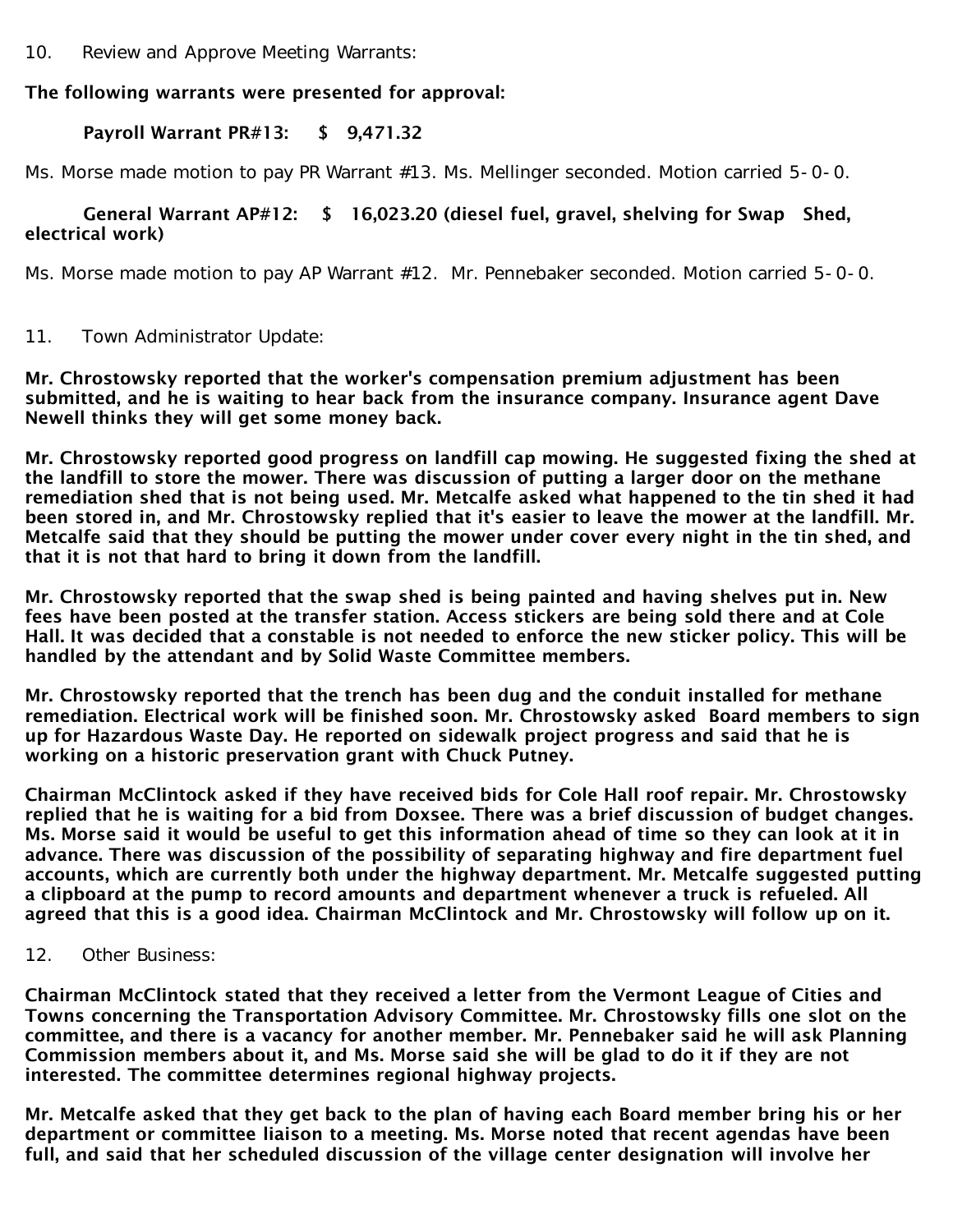10. Review and Approve Meeting Warrants:

**The following warrants were presented for approval:**

**Payroll Warrant PR#13: $ 9,471.32**

Ms. Morse made motion to pay PR Warrant #13. Ms. Mellinger seconded. Motion carried 5-0-0.

**General Warrant AP#12: $ 16,023.20 (diesel fuel, gravel, shelving for Swap Shed, electrical work)**

Ms. Morse made motion to pay AP Warrant #12. Mr. Pennebaker seconded. Motion carried 5-0-0.

11. Town Administrator Update:

**Mr. Chrostowsky reported that the worker's compensation premium adjustment has been submitted, and he is waiting to hear back from the insurance company. Insurance agent Dave Newell thinks they will get some money back.**

**Mr. Chrostowsky reported good progress on landfill cap mowing. He suggested fixing the shed at the landfill to store the mower. There was discussion of putting a larger door on the methane remediation shed that is not being used. Mr. Metcalfe asked what happened to the tin shed it had been stored in, and Mr. Chrostowsky replied that it's easier to leave the mower at the landfill. Mr. Metcalfe said that they should be putting the mower under cover every night in the tin shed, and that it is not that hard to bring it down from the landfill.**

**Mr. Chrostowsky reported that the swap shed is being painted and having shelves put in. New fees have been posted at the transfer station. Access stickers are being sold there and at Cole Hall. It was decided that a constable is not needed to enforce the new sticker policy. This will be handled by the attendant and by Solid Waste Committee members.**

**Mr. Chrostowsky reported that the trench has been dug and the conduit installed for methane remediation. Electrical work will be finished soon. Mr. Chrostowsky asked Board members to sign up for Hazardous Waste Day. He reported on sidewalk project progress and said that he is working on a historic preservation grant with Chuck Putney.**

**Chairman McClintock asked if they have received bids for Cole Hall roof repair. Mr. Chrostowsky replied that he is waiting for a bid from Doxsee. There was a brief discussion of budget changes. Ms. Morse said it would be useful to get this information ahead of time so they can look at it in advance. There was discussion of the possibility of separating highway and fire department fuel accounts, which are currently both under the highway department. Mr. Metcalfe suggested putting a clipboard at the pump to record amounts and department whenever a truck is refueled. All agreed that this is a good idea. Chairman McClintock and Mr. Chrostowsky will follow up on it.**

12. Other Business:

**Chairman McClintock stated that they received a letter from the Vermont League of Cities and Towns concerning the Transportation Advisory Committee. Mr. Chrostowsky fills one slot on the committee, and there is a vacancy for another member. Mr. Pennebaker said he will ask Planning Commission members about it, and Ms. Morse said she will be glad to do it if they are not interested. The committee determines regional highway projects.**

**Mr. Metcalfe asked that they get back to the plan of having each Board member bring his or her department or committee liaison to a meeting. Ms. Morse noted that recent agendas have been full, and said that her scheduled discussion of the village center designation will involve her**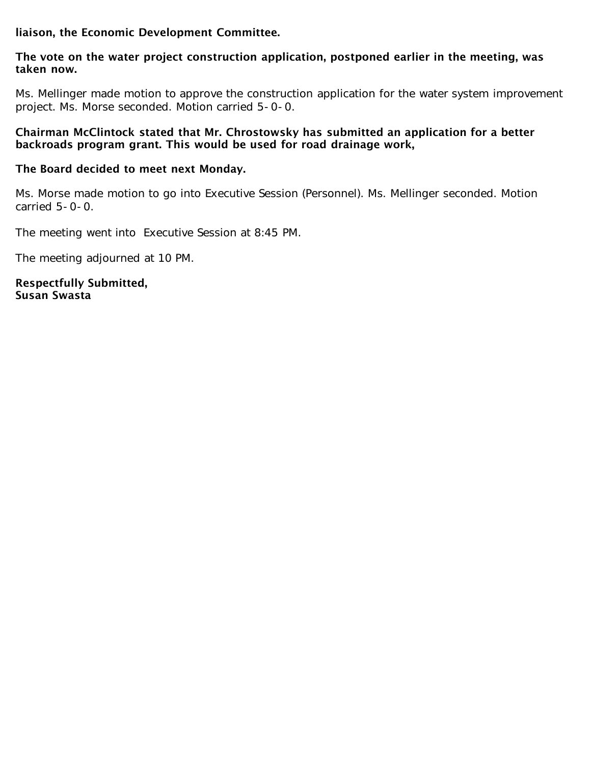**liaison, the Economic Development Committee.**

**The vote on the water project construction application, postponed earlier in the meeting, was taken now.**

Ms. Mellinger made motion to approve the construction application for the water system improvement project. Ms. Morse seconded. Motion carried 5-0-0.

**Chairman McClintock stated that Mr. Chrostowsky has submitted an application for a better backroads program grant. This would be used for road drainage work,**

**The Board decided to meet next Monday.**

Ms. Morse made motion to go into Executive Session (Personnel). Ms. Mellinger seconded. Motion carried 5-0-0.

The meeting went into Executive Session at 8:45 PM.

The meeting adjourned at 10 PM.

**Respectfully Submitted,**
**Susan Swasta**